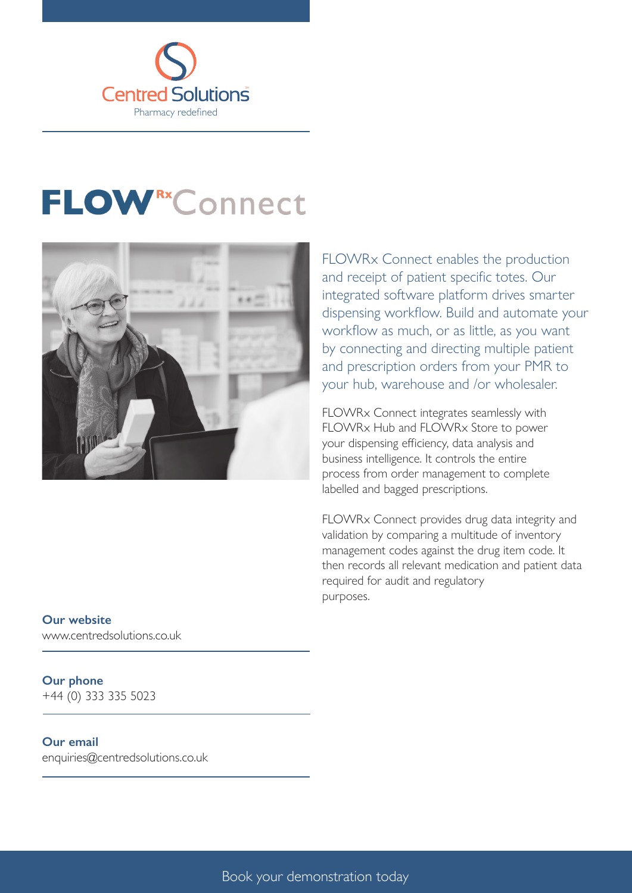Centred Solutions

Pharmacy redefined

# FLOW[Rx] Connect

FLOWRx Connect enables the production and receipt of patient specific totes. Our integrated software platform drives smarter dispensing workflow. Build and automate your workflow as much, or as little, as you want by connecting and directing multiple patient and prescription orders from your PMR to your hub, warehouse and /or wholesaler.

FLOWRx Connect integrates seamlessly with FLOWRx Hub and FLOWRx Store to power your dispensing efficiency, data analysis and business intelligence. It controls the entire process from order management to complete labelled and bagged prescriptions.

FLOWRx Connect provides drug data integrity and validation by comparing a multitude of inventory management codes against the drug item code. It then records all relevant medication and patient data required for audit and regulatory purposes.

**Our website**
www.centredsolutions.co.uk

**Our phone**
+44 (0) 333 335 5023

**Our email**
enquiries@centredsolutions.co.uk

Book your demonstration today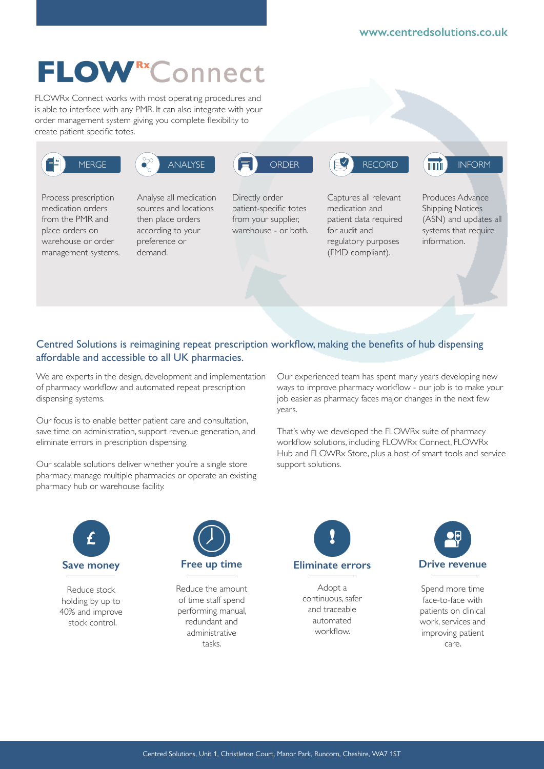www.centredsolutions.co.uk

# FLOWRx Connect

FLOWRx Connect works with most operating procedures and is able to interface with any PMR. It can also integrate with your order management system giving you complete flexibility to create patient specific totes.

### MERGE

Process prescription medication orders from the PMR and place orders on warehouse or order management systems.

### ANALYSE

Analyse all medication sources and locations then place orders according to your preference or demand.

### ORDER

Directly order patient-specific totes from your supplier, warehouse - or both.

### RECORD

Captures all relevant medication and patient data required for audit and regulatory purposes (FMD compliant).

### INFORM

Produces Advance Shipping Notices (ASN) and updates all systems that require information.

## Centred Solutions is reimagining repeat prescription workflow, making the benefits of hub dispensing affordable and accessible to all UK pharmacies.

We are experts in the design, development and implementation of pharmacy workflow and automated repeat prescription dispensing systems.

Our focus is to enable better patient care and consultation, save time on administration, support revenue generation, and eliminate errors in prescription dispensing.

Our scalable solutions deliver whether you're a single store pharmacy, manage multiple pharmacies or operate an existing pharmacy hub or warehouse facility.

Our experienced team has spent many years developing new ways to improve pharmacy workflow - our job is to make your job easier as pharmacy faces major changes in the next few years.

That's why we developed the FLOWRx suite of pharmacy workflow solutions, including FLOWRx Connect, FLOWRx Hub and FLOWRx Store, plus a host of smart tools and service support solutions.

### Save money

Reduce stock holding by up to 40% and improve stock control.

### Free up time

Reduce the amount of time staff spend performing manual, redundant and administrative tasks.

### Eliminate errors

Adopt a continuous, safer and traceable automated workflow.

### Drive revenue

Spend more time face-to-face with patients on clinical work, services and improving patient care.

Centred Solutions, Unit 1, Christleton Court, Manor Park, Runcorn, Cheshire, WA7 1ST